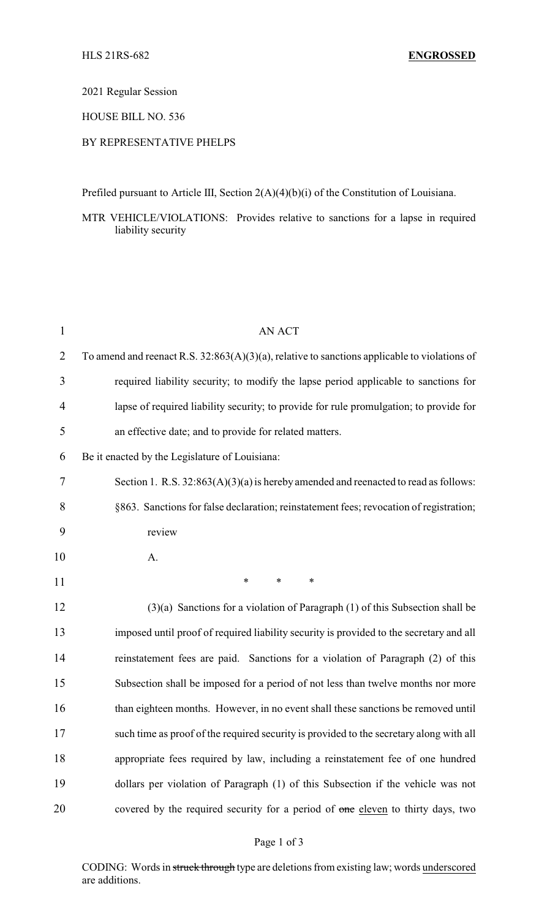HLS 21RS-682 **ENGROSSED**

2021 Regular Session

HOUSE BILL NO. 536

BY REPRESENTATIVE PHELPS

Prefiled pursuant to Article III, Section 2(A)(4)(b)(i) of the Constitution of Louisiana.

MTR VEHICLE/VIOLATIONS: Provides relative to sanctions for a lapse in required liability security

AN ACT

To amend and reenact R.S. 32:863(A)(3)(a), relative to sanctions applicable to violations of required liability security; to modify the lapse period applicable to sanctions for lapse of required liability security; to provide for rule promulgation; to provide for an effective date; and to provide for related matters.

Be it enacted by the Legislature of Louisiana:

Section 1. R.S. 32:863(A)(3)(a) is hereby amended and reenacted to read as follows:

§863. Sanctions for false declaration; reinstatement fees; revocation of registration; review

A.

\* \* \*

(3)(a) Sanctions for a violation of Paragraph (1) of this Subsection shall be imposed until proof of required liability security is provided to the secretary and all reinstatement fees are paid. Sanctions for a violation of Paragraph (2) of this Subsection shall be imposed for a period of not less than twelve months nor more than eighteen months. However, in no event shall these sanctions be removed until such time as proof of the required security is provided to the secretary along with all appropriate fees required by law, including a reinstatement fee of one hundred dollars per violation of Paragraph (1) of this Subsection if the vehicle was not covered by the required security for a period of ~~one~~ <u>eleven</u> to thirty days, two

CODING: Words in ~~struck through~~ type are deletions from existing law; words <u>underscored</u> are additions.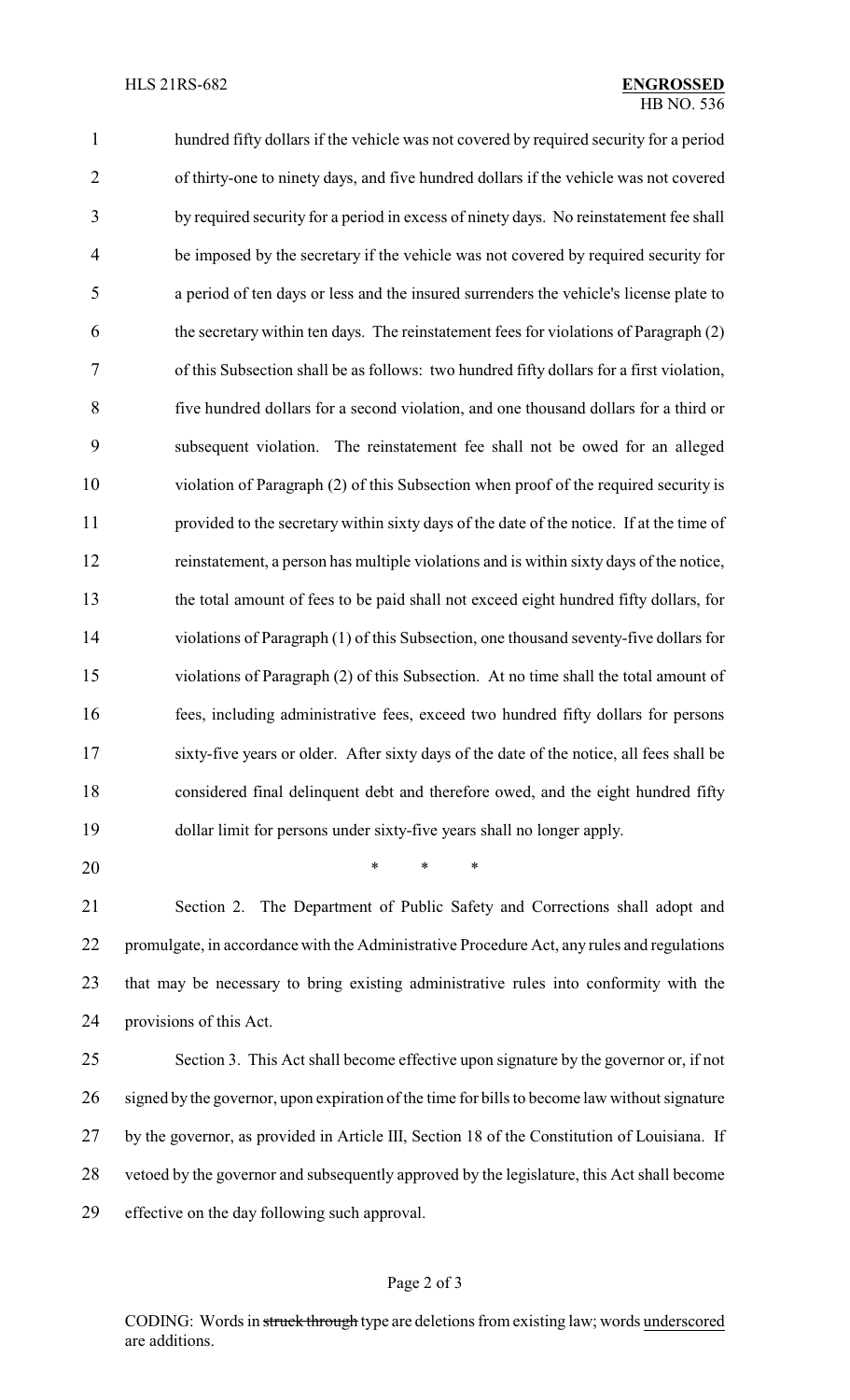hundred fifty dollars if the vehicle was not covered by required security for a period of thirty-one to ninety days, and five hundred dollars if the vehicle was not covered by required security for a period in excess of ninety days. No reinstatement fee shall be imposed by the secretary if the vehicle was not covered by required security for a period of ten days or less and the insured surrenders the vehicle's license plate to the secretary within ten days. The reinstatement fees for violations of Paragraph (2) of this Subsection shall be as follows: two hundred fifty dollars for a first violation, five hundred dollars for a second violation, and one thousand dollars for a third or subsequent violation. The reinstatement fee shall not be owed for an alleged violation of Paragraph (2) of this Subsection when proof of the required security is provided to the secretary within sixty days of the date of the notice. If at the time of reinstatement, a person has multiple violations and is within sixty days of the notice, the total amount of fees to be paid shall not exceed eight hundred fifty dollars, for violations of Paragraph (1) of this Subsection, one thousand seventy-five dollars for violations of Paragraph (2) of this Subsection. At no time shall the total amount of fees, including administrative fees, exceed two hundred fifty dollars for persons sixty-five years or older. After sixty days of the date of the notice, all fees shall be considered final delinquent debt and therefore owed, and the eight hundred fifty dollar limit for persons under sixty-five years shall no longer apply.

\* \* \*

Section 2. The Department of Public Safety and Corrections shall adopt and promulgate, in accordance with the Administrative Procedure Act, any rules and regulations that may be necessary to bring existing administrative rules into conformity with the provisions of this Act.

Section 3. This Act shall become effective upon signature by the governor or, if not signed by the governor, upon expiration of the time for bills to become law without signature by the governor, as provided in Article III, Section 18 of the Constitution of Louisiana. If vetoed by the governor and subsequently approved by the legislature, this Act shall become effective on the day following such approval.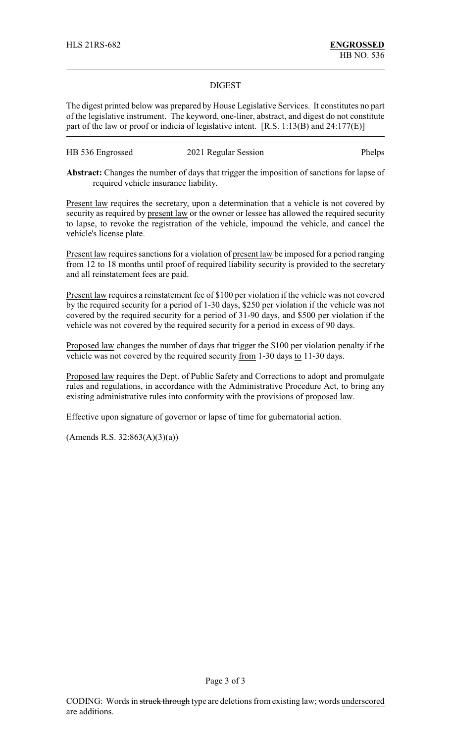HLS 21RS-682 **ENGROSSED**
HB NO. 536

## DIGEST

The digest printed below was prepared by House Legislative Services. It constitutes no part of the legislative instrument. The keyword, one-liner, abstract, and digest do not constitute part of the law or proof or indicia of legislative intent. [R.S. 1:13(B) and 24:177(E)]

HB 536 Engrossed 2021 Regular Session Phelps

**Abstract:** Changes the number of days that trigger the imposition of sanctions for lapse of required vehicle insurance liability.

Present law requires the secretary, upon a determination that a vehicle is not covered by security as required by present law or the owner or lessee has allowed the required security to lapse, to revoke the registration of the vehicle, impound the vehicle, and cancel the vehicle's license plate.

Present law requires sanctions for a violation of present law be imposed for a period ranging from 12 to 18 months until proof of required liability security is provided to the secretary and all reinstatement fees are paid.

Present law requires a reinstatement fee of $100 per violation if the vehicle was not covered by the required security for a period of 1-30 days, $250 per violation if the vehicle was not covered by the required security for a period of 31-90 days, and $500 per violation if the vehicle was not covered by the required security for a period in excess of 90 days.

Proposed law changes the number of days that trigger the $100 per violation penalty if the vehicle was not covered by the required security from 1-30 days to 11-30 days.

Proposed law requires the Dept. of Public Safety and Corrections to adopt and promulgate rules and regulations, in accordance with the Administrative Procedure Act, to bring any existing administrative rules into conformity with the provisions of proposed law.

Effective upon signature of governor or lapse of time for gubernatorial action.

(Amends R.S. 32:863(A)(3)(a))

CODING: Words in ~~struck through~~ type are deletions from existing law; words underscored are additions.